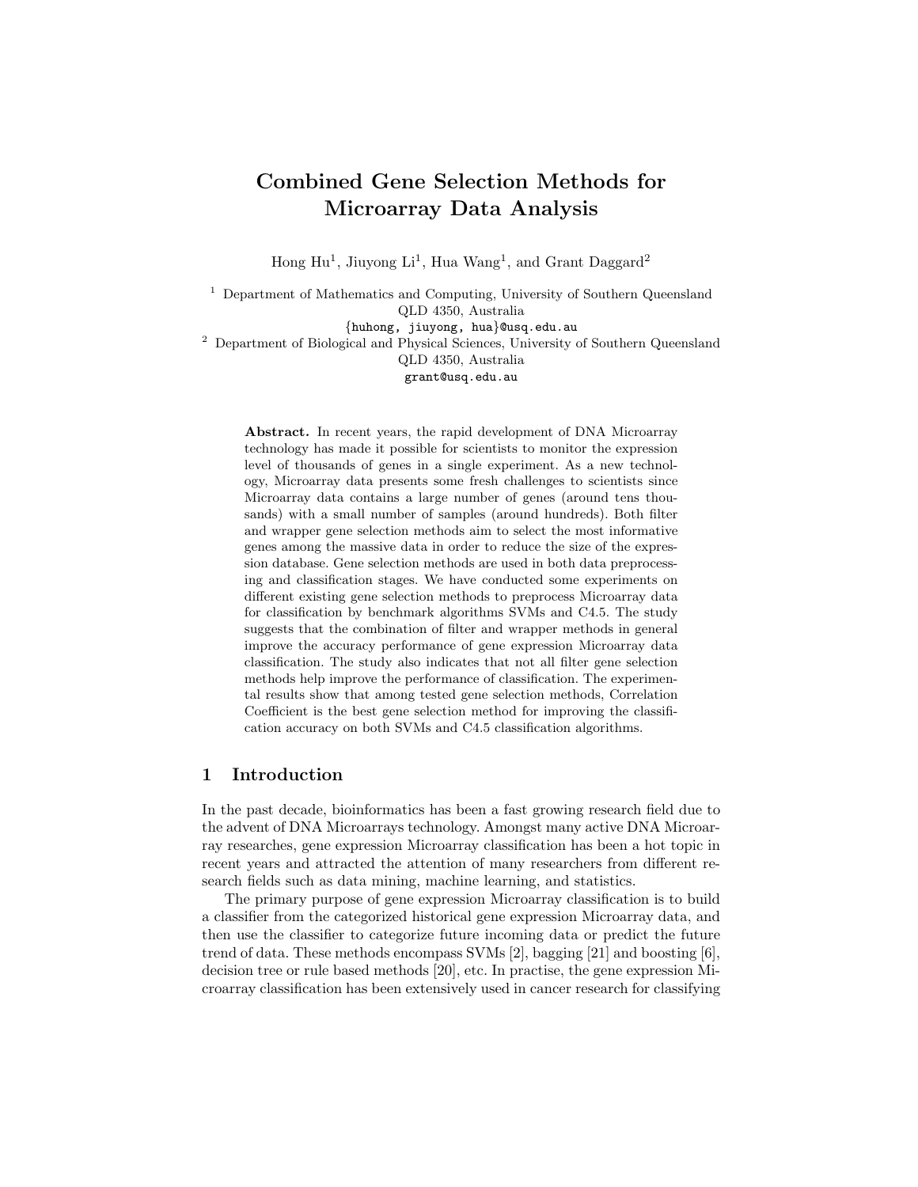# Combined Gene Selection Methods for Microarray Data Analysis

Hong Hu[1], Jiuyong Li[1], Hua Wang[1], and Grant Daggard[2]

[1] Department of Mathematics and Computing, University of Southern Queensland QLD 4350, Australia
{huhong, jiuyong, hua}@usq.edu.au
[2] Department of Biological and Physical Sciences, University of Southern Queensland QLD 4350, Australia
grant@usq.edu.au

**Abstract.** In recent years, the rapid development of DNA Microarray technology has made it possible for scientists to monitor the expression level of thousands of genes in a single experiment. As a new technology, Microarray data presents some fresh challenges to scientists since Microarray data contains a large number of genes (around tens thousands) with a small number of samples (around hundreds). Both filter and wrapper gene selection methods aim to select the most informative genes among the massive data in order to reduce the size of the expression database. Gene selection methods are used in both data preprocessing and classification stages. We have conducted some experiments on different existing gene selection methods to preprocess Microarray data for classification by benchmark algorithms SVMs and C4.5. The study suggests that the combination of filter and wrapper methods in general improve the accuracy performance of gene expression Microarray data classification. The study also indicates that not all filter gene selection methods help improve the performance of classification. The experimental results show that among tested gene selection methods, Correlation Coefficient is the best gene selection method for improving the classification accuracy on both SVMs and C4.5 classification algorithms.

## 1 Introduction

In the past decade, bioinformatics has been a fast growing research field due to the advent of DNA Microarrays technology. Amongst many active DNA Microarray researches, gene expression Microarray classification has been a hot topic in recent years and attracted the attention of many researchers from different research fields such as data mining, machine learning, and statistics.

The primary purpose of gene expression Microarray classification is to build a classifier from the categorized historical gene expression Microarray data, and then use the classifier to categorize future incoming data or predict the future trend of data. These methods encompass SVMs [2], bagging [21] and boosting [6], decision tree or rule based methods [20], etc. In practise, the gene expression Microarray classification has been extensively used in cancer research for classifying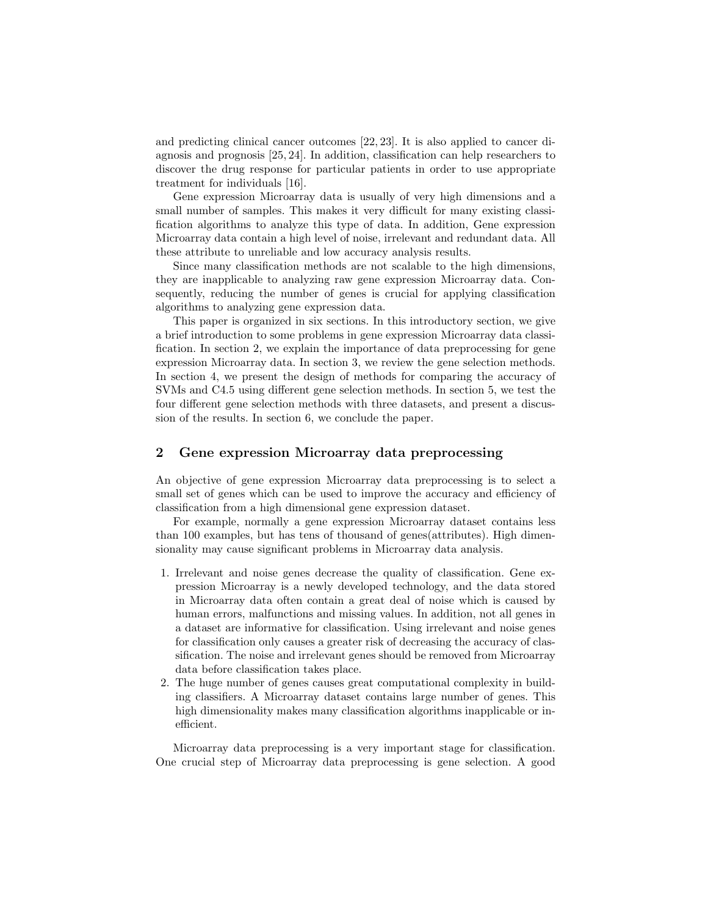and predicting clinical cancer outcomes [22, 23]. It is also applied to cancer diagnosis and prognosis [25, 24]. In addition, classification can help researchers to discover the drug response for particular patients in order to use appropriate treatment for individuals [16].

Gene expression Microarray data is usually of very high dimensions and a small number of samples. This makes it very difficult for many existing classification algorithms to analyze this type of data. In addition, Gene expression Microarray data contain a high level of noise, irrelevant and redundant data. All these attribute to unreliable and low accuracy analysis results.

Since many classification methods are not scalable to the high dimensions, they are inapplicable to analyzing raw gene expression Microarray data. Consequently, reducing the number of genes is crucial for applying classification algorithms to analyzing gene expression data.

This paper is organized in six sections. In this introductory section, we give a brief introduction to some problems in gene expression Microarray data classification. In section 2, we explain the importance of data preprocessing for gene expression Microarray data. In section 3, we review the gene selection methods. In section 4, we present the design of methods for comparing the accuracy of SVMs and C4.5 using different gene selection methods. In section 5, we test the four different gene selection methods with three datasets, and present a discussion of the results. In section 6, we conclude the paper.

## 2 Gene expression Microarray data preprocessing

An objective of gene expression Microarray data preprocessing is to select a small set of genes which can be used to improve the accuracy and efficiency of classification from a high dimensional gene expression dataset.

For example, normally a gene expression Microarray dataset contains less than 100 examples, but has tens of thousand of genes(attributes). High dimensionality may cause significant problems in Microarray data analysis.

1. Irrelevant and noise genes decrease the quality of classification. Gene expression Microarray is a newly developed technology, and the data stored in Microarray data often contain a great deal of noise which is caused by human errors, malfunctions and missing values. In addition, not all genes in a dataset are informative for classification. Using irrelevant and noise genes for classification only causes a greater risk of decreasing the accuracy of classification. The noise and irrelevant genes should be removed from Microarray data before classification takes place.
2. The huge number of genes causes great computational complexity in building classifiers. A Microarray dataset contains large number of genes. This high dimensionality makes many classification algorithms inapplicable or inefficient.

Microarray data preprocessing is a very important stage for classification. One crucial step of Microarray data preprocessing is gene selection. A good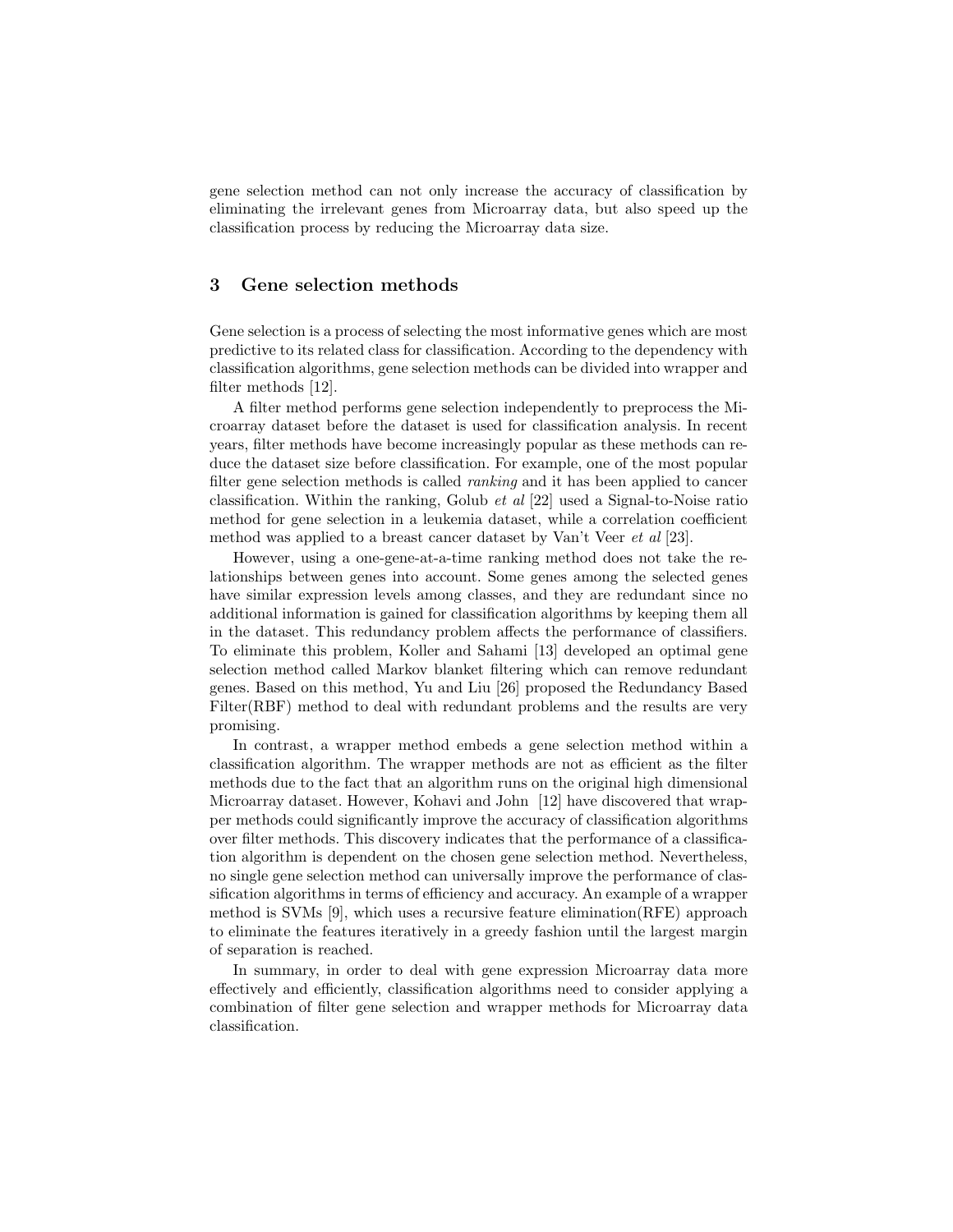gene selection method can not only increase the accuracy of classification by eliminating the irrelevant genes from Microarray data, but also speed up the classification process by reducing the Microarray data size.

## 3 Gene selection methods

Gene selection is a process of selecting the most informative genes which are most predictive to its related class for classification. According to the dependency with classification algorithms, gene selection methods can be divided into wrapper and filter methods [12].

A filter method performs gene selection independently to preprocess the Microarray dataset before the dataset is used for classification analysis. In recent years, filter methods have become increasingly popular as these methods can reduce the dataset size before classification. For example, one of the most popular filter gene selection methods is called *ranking* and it has been applied to cancer classification. Within the ranking, Golub *et al* [22] used a Signal-to-Noise ratio method for gene selection in a leukemia dataset, while a correlation coefficient method was applied to a breast cancer dataset by Van't Veer *et al* [23].

However, using a one-gene-at-a-time ranking method does not take the relationships between genes into account. Some genes among the selected genes have similar expression levels among classes, and they are redundant since no additional information is gained for classification algorithms by keeping them all in the dataset. This redundancy problem affects the performance of classifiers. To eliminate this problem, Koller and Sahami [13] developed an optimal gene selection method called Markov blanket filtering which can remove redundant genes. Based on this method, Yu and Liu [26] proposed the Redundancy Based Filter(RBF) method to deal with redundant problems and the results are very promising.

In contrast, a wrapper method embeds a gene selection method within a classification algorithm. The wrapper methods are not as efficient as the filter methods due to the fact that an algorithm runs on the original high dimensional Microarray dataset. However, Kohavi and John [12] have discovered that wrapper methods could significantly improve the accuracy of classification algorithms over filter methods. This discovery indicates that the performance of a classification algorithm is dependent on the chosen gene selection method. Nevertheless, no single gene selection method can universally improve the performance of classification algorithms in terms of efficiency and accuracy. An example of a wrapper method is SVMs [9], which uses a recursive feature elimination(RFE) approach to eliminate the features iteratively in a greedy fashion until the largest margin of separation is reached.

In summary, in order to deal with gene expression Microarray data more effectively and efficiently, classification algorithms need to consider applying a combination of filter gene selection and wrapper methods for Microarray data classification.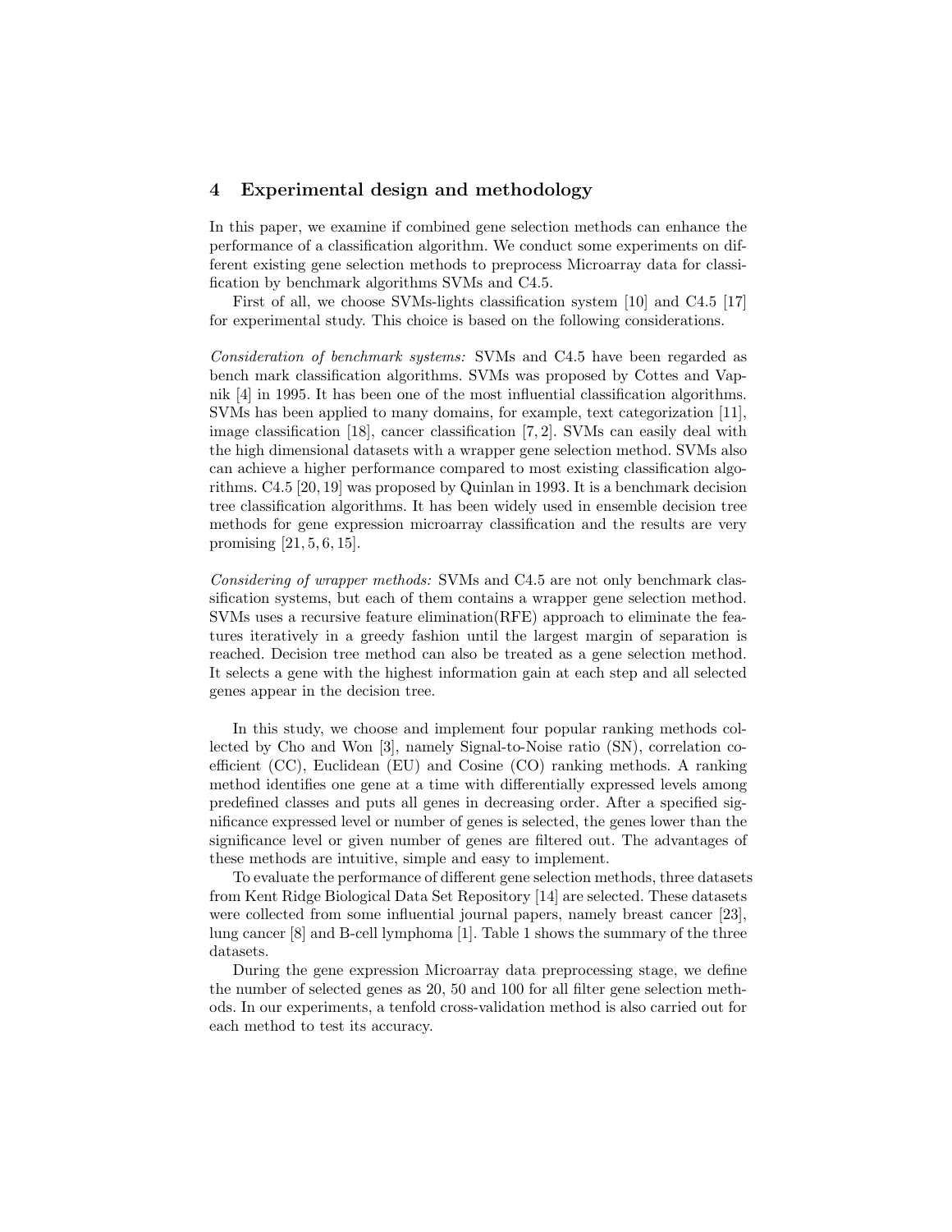## 4 Experimental design and methodology

In this paper, we examine if combined gene selection methods can enhance the performance of a classification algorithm. We conduct some experiments on different existing gene selection methods to preprocess Microarray data for classification by benchmark algorithms SVMs and C4.5.

First of all, we choose SVMs-lights classification system [10] and C4.5 [17] for experimental study. This choice is based on the following considerations.

*Consideration of benchmark systems:* SVMs and C4.5 have been regarded as bench mark classification algorithms. SVMs was proposed by Cottes and Vapnik [4] in 1995. It has been one of the most influential classification algorithms. SVMs has been applied to many domains, for example, text categorization [11], image classification [18], cancer classification [7, 2]. SVMs can easily deal with the high dimensional datasets with a wrapper gene selection method. SVMs also can achieve a higher performance compared to most existing classification algorithms. C4.5 [20, 19] was proposed by Quinlan in 1993. It is a benchmark decision tree classification algorithms. It has been widely used in ensemble decision tree methods for gene expression microarray classification and the results are very promising [21, 5, 6, 15].

*Considering of wrapper methods:* SVMs and C4.5 are not only benchmark classification systems, but each of them contains a wrapper gene selection method. SVMs uses a recursive feature elimination(RFE) approach to eliminate the features iteratively in a greedy fashion until the largest margin of separation is reached. Decision tree method can also be treated as a gene selection method. It selects a gene with the highest information gain at each step and all selected genes appear in the decision tree.

In this study, we choose and implement four popular ranking methods collected by Cho and Won [3], namely Signal-to-Noise ratio (SN), correlation coefficient (CC), Euclidean (EU) and Cosine (CO) ranking methods. A ranking method identifies one gene at a time with differentially expressed levels among predefined classes and puts all genes in decreasing order. After a specified significance expressed level or number of genes is selected, the genes lower than the significance level or given number of genes are filtered out. The advantages of these methods are intuitive, simple and easy to implement.

To evaluate the performance of different gene selection methods, three datasets from Kent Ridge Biological Data Set Repository [14] are selected. These datasets were collected from some influential journal papers, namely breast cancer [23], lung cancer [8] and B-cell lymphoma [1]. Table 1 shows the summary of the three datasets.

During the gene expression Microarray data preprocessing stage, we define the number of selected genes as 20, 50 and 100 for all filter gene selection methods. In our experiments, a tenfold cross-validation method is also carried out for each method to test its accuracy.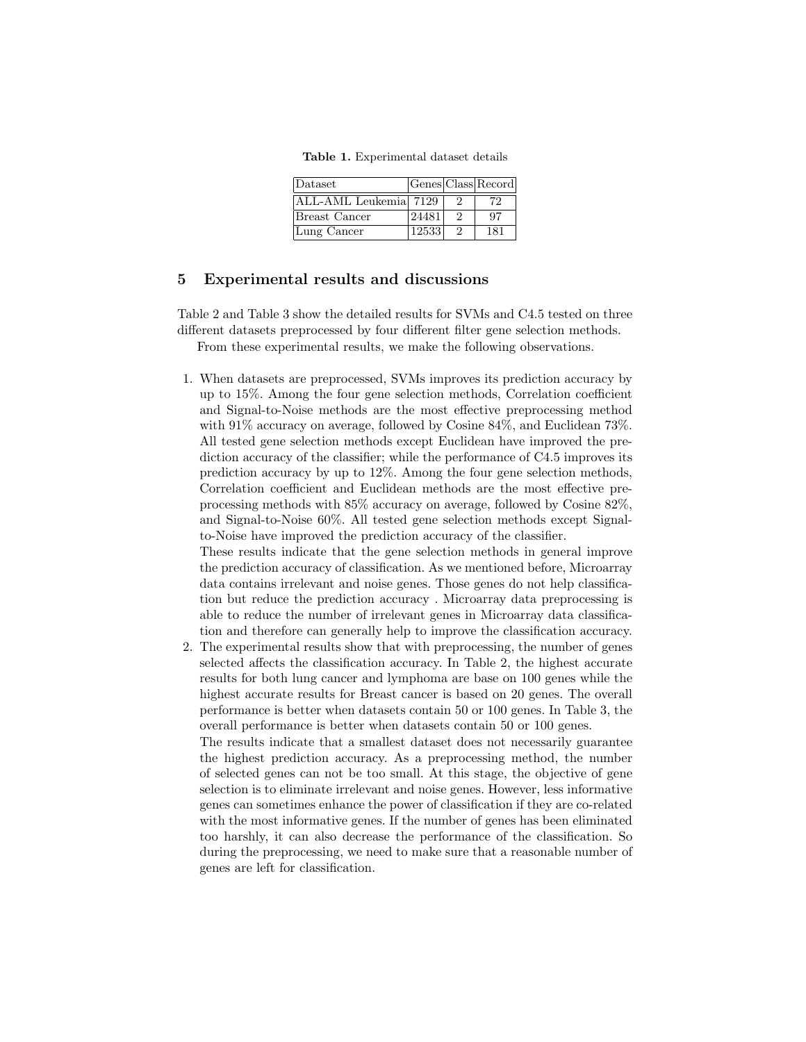**Table 1.** Experimental dataset details

| Dataset | Genes | Class | Record |
|---|---|---|---|
| ALL-AML Leukemia | 7129 | 2 | 72 |
| Breast Cancer | 24481 | 2 | 97 |
| Lung Cancer | 12533 | 2 | 181 |

## 5 Experimental results and discussions

Table 2 and Table 3 show the detailed results for SVMs and C4.5 tested on three different datasets preprocessed by four different filter gene selection methods.

From these experimental results, we make the following observations.

1. When datasets are preprocessed, SVMs improves its prediction accuracy by up to 15%. Among the four gene selection methods, Correlation coefficient and Signal-to-Noise methods are the most effective preprocessing method with 91% accuracy on average, followed by Cosine 84%, and Euclidean 73%. All tested gene selection methods except Euclidean have improved the prediction accuracy of the classifier; while the performance of C4.5 improves its prediction accuracy by up to 12%. Among the four gene selection methods, Correlation coefficient and Euclidean methods are the most effective preprocessing methods with 85% accuracy on average, followed by Cosine 82%, and Signal-to-Noise 60%. All tested gene selection methods except Signal-to-Noise have improved the prediction accuracy of the classifier.
   These results indicate that the gene selection methods in general improve the prediction accuracy of classification. As we mentioned before, Microarray data contains irrelevant and noise genes. Those genes do not help classification but reduce the prediction accuracy . Microarray data preprocessing is able to reduce the number of irrelevant genes in Microarray data classification and therefore can generally help to improve the classification accuracy.
2. The experimental results show that with preprocessing, the number of genes selected affects the classification accuracy. In Table 2, the highest accurate results for both lung cancer and lymphoma are base on 100 genes while the highest accurate results for Breast cancer is based on 20 genes. The overall performance is better when datasets contain 50 or 100 genes. In Table 3, the overall performance is better when datasets contain 50 or 100 genes.
   The results indicate that a smallest dataset does not necessarily guarantee the highest prediction accuracy. As a preprocessing method, the number of selected genes can not be too small. At this stage, the objective of gene selection is to eliminate irrelevant and noise genes. However, less informative genes can sometimes enhance the power of classification if they are co-related with the most informative genes. If the number of genes has been eliminated too harshly, it can also decrease the performance of the classification. So during the preprocessing, we need to make sure that a reasonable number of genes are left for classification.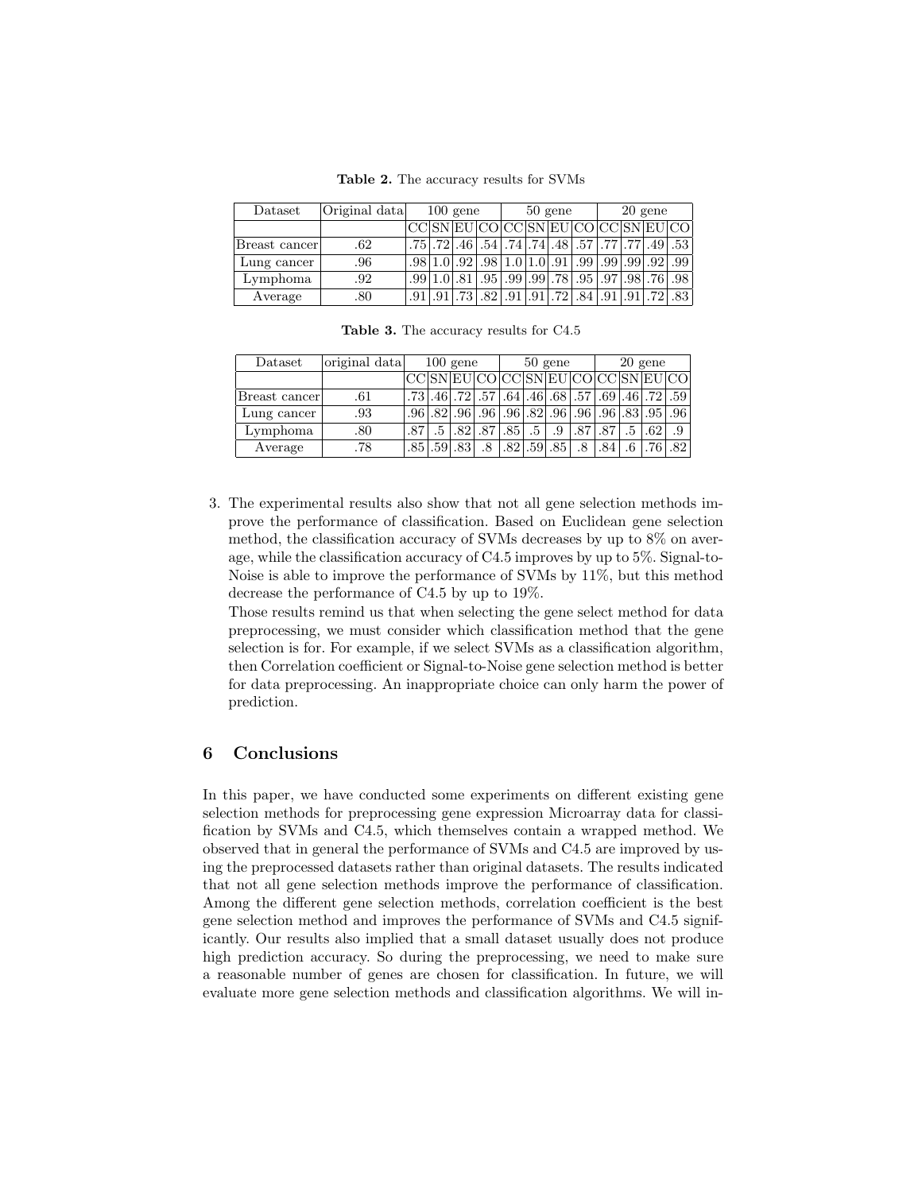**Table 2.** The accuracy results for SVMs

| Dataset | Original data | 100 gene | | | | 50 gene | | | | 20 gene | | | |
|---|---|---|---|---|---|---|---|---|---|---|---|---|---|
| | | CC | SN | EU | CO | CC | SN | EU | CO | CC | SN | EU | CO |
| Breast cancer | .62 | .75 | .72 | .46 | .54 | .74 | .74 | .48 | .57 | .77 | .77 | .49 | .53 |
| Lung cancer | .96 | .98 | 1.0 | .92 | .98 | 1.0 | 1.0 | .91 | .99 | .99 | .99 | .92 | .99 |
| Lymphoma | .92 | .99 | 1.0 | .81 | .95 | .99 | .99 | .78 | .95 | .97 | .98 | .76 | .98 |
| Average | .80 | .91 | .91 | .73 | .82 | .91 | .91 | .72 | .84 | .91 | .91 | .72 | .83 |

**Table 3.** The accuracy results for C4.5

| Dataset | original data | 100 gene | | | | 50 gene | | | | 20 gene | | | |
|---|---|---|---|---|---|---|---|---|---|---|---|---|---|
| | | CC | SN | EU | CO | CC | SN | EU | CO | CC | SN | EU | CO |
| Breast cancer | .61 | .73 | .46 | .72 | .57 | .64 | .46 | .68 | .57 | .69 | .46 | .72 | .59 |
| Lung cancer | .93 | .96 | .82 | .96 | .96 | .96 | .82 | .96 | .96 | .96 | .83 | .95 | .96 |
| Lymphoma | .80 | .87 | .5 | .82 | .87 | .85 | .5 | .9 | .87 | .87 | .5 | .62 | .9 |
| Average | .78 | .85 | .59 | .83 | .8 | .82 | .59 | .85 | .8 | .84 | .6 | .76 | .82 |

3. The experimental results also show that not all gene selection methods improve the performance of classification. Based on Euclidean gene selection method, the classification accuracy of SVMs decreases by up to 8% on average, while the classification accuracy of C4.5 improves by up to 5%. Signal-to-Noise is able to improve the performance of SVMs by 11%, but this method decrease the performance of C4.5 by up to 19%.

   Those results remind us that when selecting the gene select method for data preprocessing, we must consider which classification method that the gene selection is for. For example, if we select SVMs as a classification algorithm, then Correlation coefficient or Signal-to-Noise gene selection method is better for data preprocessing. An inappropriate choice can only harm the power of prediction.

## 6 Conclusions

In this paper, we have conducted some experiments on different existing gene selection methods for preprocessing gene expression Microarray data for classification by SVMs and C4.5, which themselves contain a wrapped method. We observed that in general the performance of SVMs and C4.5 are improved by using the preprocessed datasets rather than original datasets. The results indicated that not all gene selection methods improve the performance of classification. Among the different gene selection methods, correlation coefficient is the best gene selection method and improves the performance of SVMs and C4.5 significantly. Our results also implied that a small dataset usually does not produce high prediction accuracy. So during the preprocessing, we need to make sure a reasonable number of genes are chosen for classification. In future, we will evaluate more gene selection methods and classification algorithms. We will in-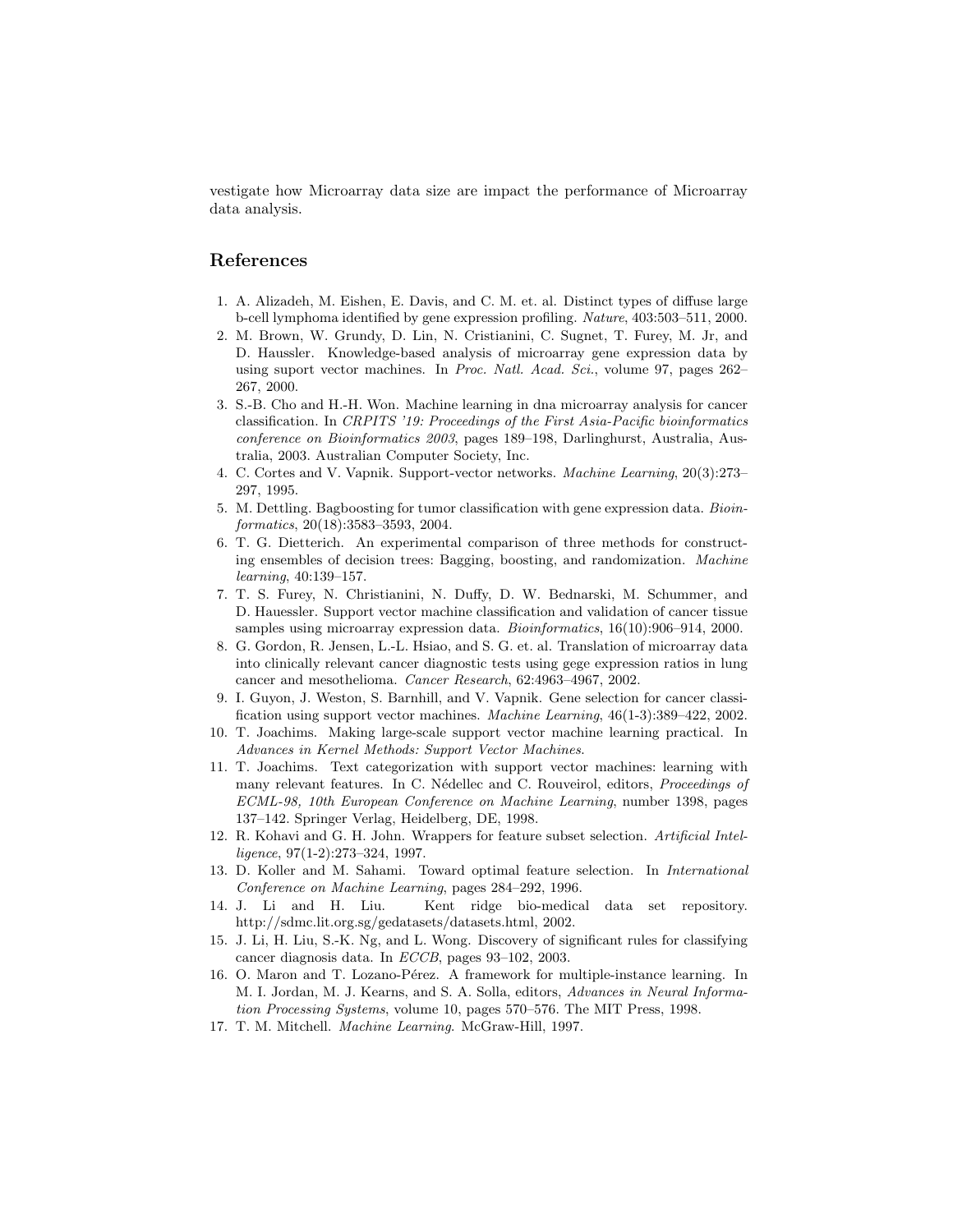vestigate how Microarray data size are impact the performance of Microarray data analysis.

## References

1. A. Alizadeh, M. Eishen, E. Davis, and C. M. et. al. Distinct types of diffuse large b-cell lymphoma identified by gene expression profiling. *Nature*, 403:503–511, 2000.
2. M. Brown, W. Grundy, D. Lin, N. Cristianini, C. Sugnet, T. Furey, M. Jr, and D. Haussler. Knowledge-based analysis of microarray gene expression data by using suport vector machines. In *Proc. Natl. Acad. Sci.*, volume 97, pages 262–267, 2000.
3. S.-B. Cho and H.-H. Won. Machine learning in dna microarray analysis for cancer classification. In *CRPITS '19: Proceedings of the First Asia-Pacific bioinformatics conference on Bioinformatics 2003*, pages 189–198, Darlinghurst, Australia, Australia, 2003. Australian Computer Society, Inc.
4. C. Cortes and V. Vapnik. Support-vector networks. *Machine Learning*, 20(3):273–297, 1995.
5. M. Dettling. Bagboosting for tumor classification with gene expression data. *Bioinformatics*, 20(18):3583–3593, 2004.
6. T. G. Dietterich. An experimental comparison of three methods for constructing ensembles of decision trees: Bagging, boosting, and randomization. *Machine learning*, 40:139–157.
7. T. S. Furey, N. Christianini, N. Duffy, D. W. Bednarski, M. Schummer, and D. Hauessler. Support vector machine classification and validation of cancer tissue samples using microarray expression data. *Bioinformatics*, 16(10):906–914, 2000.
8. G. Gordon, R. Jensen, L.-L. Hsiao, and S. G. et. al. Translation of microarray data into clinically relevant cancer diagnostic tests using gege expression ratios in lung cancer and mesothelioma. *Cancer Research*, 62:4963–4967, 2002.
9. I. Guyon, J. Weston, S. Barnhill, and V. Vapnik. Gene selection for cancer classification using support vector machines. *Machine Learning*, 46(1-3):389–422, 2002.
10. T. Joachims. Making large-scale support vector machine learning practical. In *Advances in Kernel Methods: Support Vector Machines*.
11. T. Joachims. Text categorization with support vector machines: learning with many relevant features. In C. Nédellec and C. Rouveirol, editors, *Proceedings of ECML-98, 10th European Conference on Machine Learning*, number 1398, pages 137–142. Springer Verlag, Heidelberg, DE, 1998.
12. R. Kohavi and G. H. John. Wrappers for feature subset selection. *Artificial Intelligence*, 97(1-2):273–324, 1997.
13. D. Koller and M. Sahami. Toward optimal feature selection. In *International Conference on Machine Learning*, pages 284–292, 1996.
14. J. Li and H. Liu. Kent ridge bio-medical data set repository. http://sdmc.lit.org.sg/gedatasets/datasets.html, 2002.
15. J. Li, H. Liu, S.-K. Ng, and L. Wong. Discovery of significant rules for classifying cancer diagnosis data. In *ECCB*, pages 93–102, 2003.
16. O. Maron and T. Lozano-Pérez. A framework for multiple-instance learning. In M. I. Jordan, M. J. Kearns, and S. A. Solla, editors, *Advances in Neural Information Processing Systems*, volume 10, pages 570–576. The MIT Press, 1998.
17. T. M. Mitchell. *Machine Learning*. McGraw-Hill, 1997.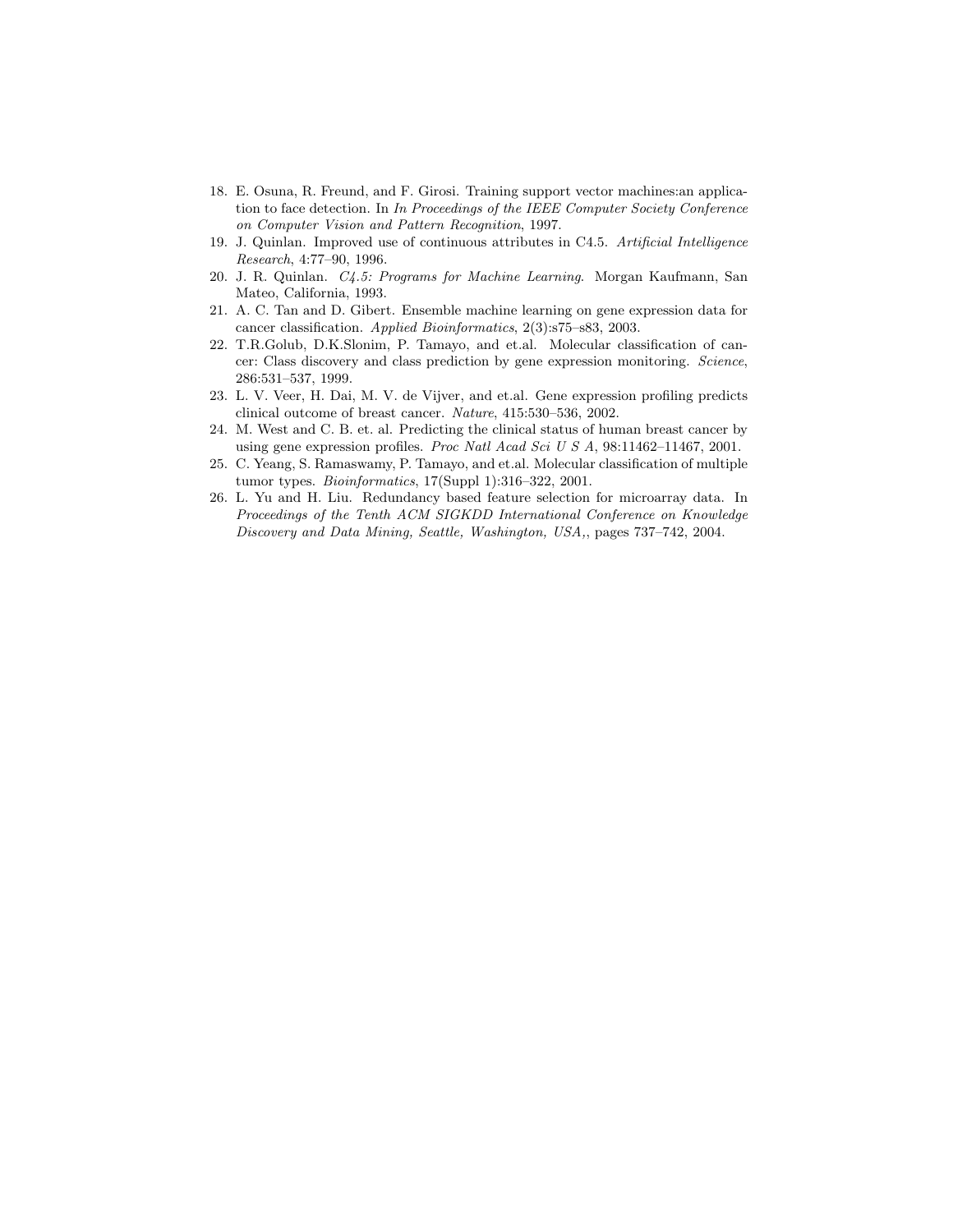18. E. Osuna, R. Freund, and F. Girosi. Training support vector machines:an application to face detection. In *In Proceedings of the IEEE Computer Society Conference on Computer Vision and Pattern Recognition*, 1997.
19. J. Quinlan. Improved use of continuous attributes in C4.5. *Artificial Intelligence Research*, 4:77–90, 1996.
20. J. R. Quinlan. *C4.5: Programs for Machine Learning*. Morgan Kaufmann, San Mateo, California, 1993.
21. A. C. Tan and D. Gibert. Ensemble machine learning on gene expression data for cancer classification. *Applied Bioinformatics*, 2(3):s75–s83, 2003.
22. T.R.Golub, D.K.Slonim, P. Tamayo, and et.al. Molecular classification of cancer: Class discovery and class prediction by gene expression monitoring. *Science*, 286:531–537, 1999.
23. L. V. Veer, H. Dai, M. V. de Vijver, and et.al. Gene expression profiling predicts clinical outcome of breast cancer. *Nature*, 415:530–536, 2002.
24. M. West and C. B. et. al. Predicting the clinical status of human breast cancer by using gene expression profiles. *Proc Natl Acad Sci U S A*, 98:11462–11467, 2001.
25. C. Yeang, S. Ramaswamy, P. Tamayo, and et.al. Molecular classification of multiple tumor types. *Bioinformatics*, 17(Suppl 1):316–322, 2001.
26. L. Yu and H. Liu. Redundancy based feature selection for microarray data. In *Proceedings of the Tenth ACM SIGKDD International Conference on Knowledge Discovery and Data Mining, Seattle, Washington, USA,*, pages 737–742, 2004.